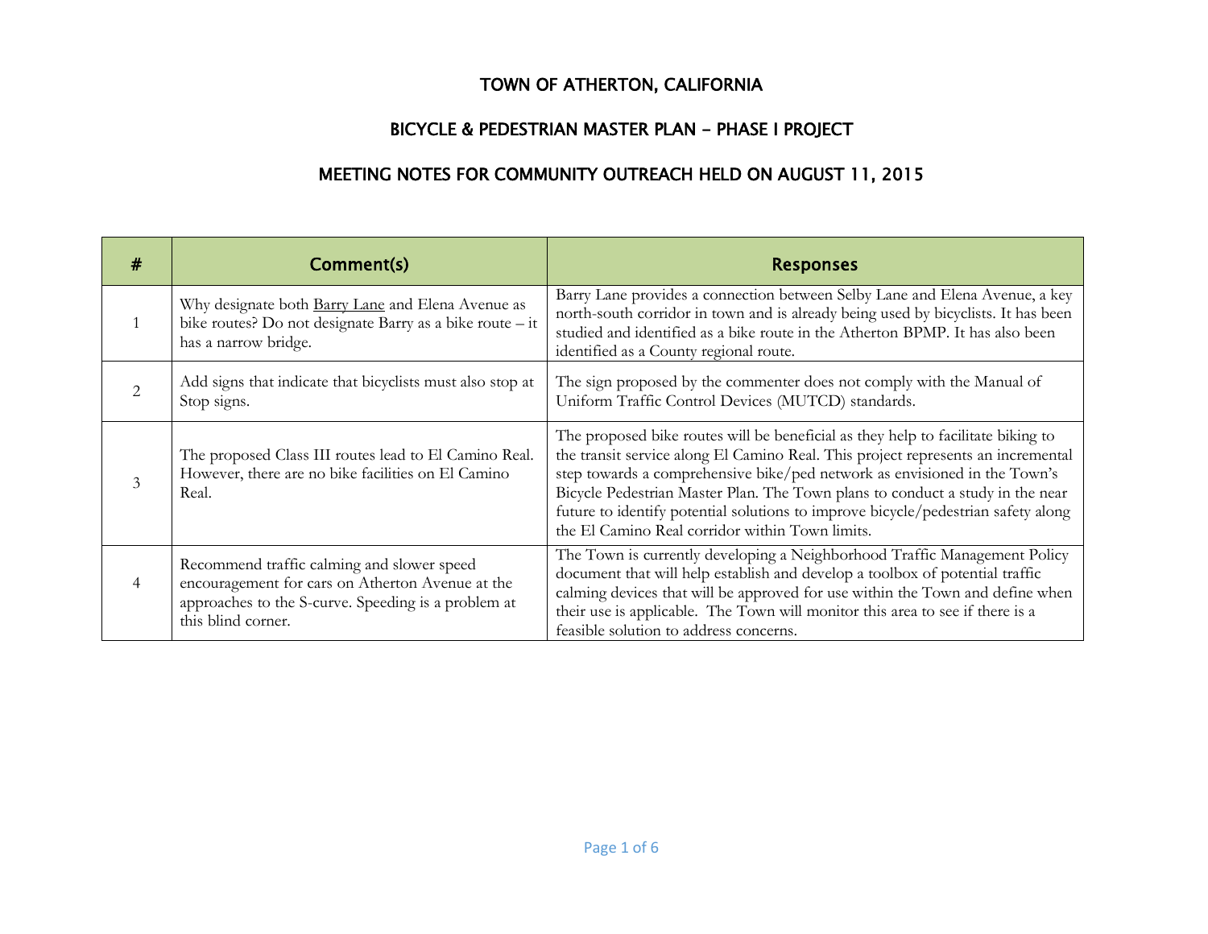# TOWN OF ATHERTON, CALIFORNIA

## BICYCLE & PEDESTRIAN MASTER PLAN – PHASE I PROJECT

## MEETING NOTES FOR COMMUNITY OUTREACH HELD ON AUGUST 11, 2015

| # | Comment(s) | Responses |
|---|---|---|
| 1 | Why designate both Barry Lane and Elena Avenue as bike routes? Do not designate Barry as a bike route – it has a narrow bridge. | Barry Lane provides a connection between Selby Lane and Elena Avenue, a key north-south corridor in town and is already being used by bicyclists. It has been studied and identified as a bike route in the Atherton BPMP. It has also been identified as a County regional route. |
| 2 | Add signs that indicate that bicyclists must also stop at Stop signs. | The sign proposed by the commenter does not comply with the Manual of Uniform Traffic Control Devices (MUTCD) standards. |
| 3 | The proposed Class III routes lead to El Camino Real. However, there are no bike facilities on El Camino Real. | The proposed bike routes will be beneficial as they help to facilitate biking to the transit service along El Camino Real. This project represents an incremental step towards a comprehensive bike/ped network as envisioned in the Town's Bicycle Pedestrian Master Plan. The Town plans to conduct a study in the near future to identify potential solutions to improve bicycle/pedestrian safety along the El Camino Real corridor within Town limits. |
| 4 | Recommend traffic calming and slower speed encouragement for cars on Atherton Avenue at the approaches to the S-curve. Speeding is a problem at this blind corner. | The Town is currently developing a Neighborhood Traffic Management Policy document that will help establish and develop a toolbox of potential traffic calming devices that will be approved for use within the Town and define when their use is applicable. The Town will monitor this area to see if there is a feasible solution to address concerns. |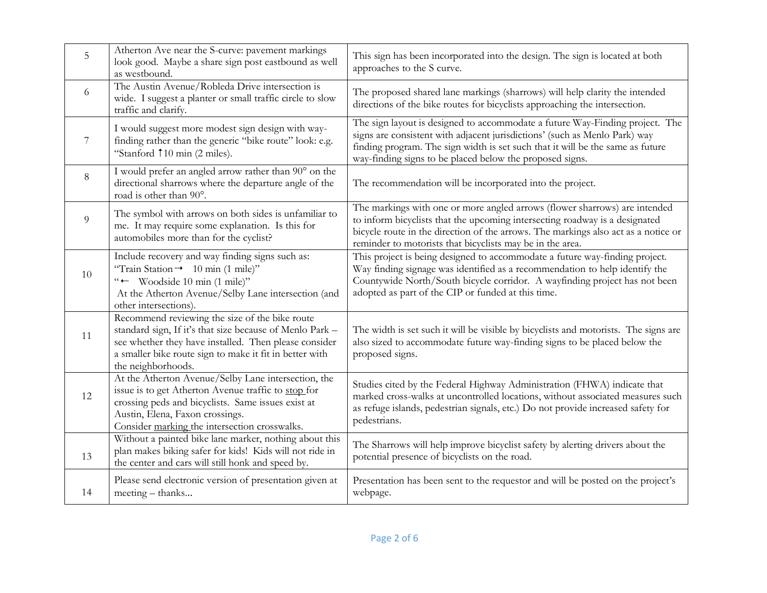| 5 | Atherton Ave near the S-curve: pavement markings look good. Maybe a share sign post eastbound as well as westbound. | This sign has been incorporated into the design. The sign is located at both approaches to the S curve. |
|---|---|---|
| 6 | The Austin Avenue/Robleda Drive intersection is wide. I suggest a planter or small traffic circle to slow traffic and clarify. | The proposed shared lane markings (sharrows) will help clarity the intended directions of the bike routes for bicyclists approaching the intersection. |
| 7 | I would suggest more modest sign design with way-finding rather than the generic "bike route" look: e.g. "Stanford ↑10 min (2 miles). | The sign layout is designed to accommodate a future Way-Finding project. The signs are consistent with adjacent jurisdictions' (such as Menlo Park) way finding program. The sign width is set such that it will be the same as future way-finding signs to be placed below the proposed signs. |
| 8 | I would prefer an angled arrow rather than 90° on the directional sharrows where the departure angle of the road is other than 90°. | The recommendation will be incorporated into the project. |
| 9 | The symbol with arrows on both sides is unfamiliar to me. It may require some explanation. Is this for automobiles more than for the cyclist? | The markings with one or more angled arrows (flower sharrows) are intended to inform bicyclists that the upcoming intersecting roadway is a designated bicycle route in the direction of the arrows. The markings also act as a notice or reminder to motorists that bicyclists may be in the area. |
| 10 | Include recovery and way finding signs such as: "Train Station → 10 min (1 mile)" "← Woodside 10 min (1 mile)" At the Atherton Avenue/Selby Lane intersection (and other intersections). | This project is being designed to accommodate a future way-finding project. Way finding signage was identified as a recommendation to help identify the Countywide North/South bicycle corridor. A wayfinding project has not been adopted as part of the CIP or funded at this time. |
| 11 | Recommend reviewing the size of the bike route standard sign, If it's that size because of Menlo Park – see whether they have installed. Then please consider a smaller bike route sign to make it fit in better with the neighborhoods. | The width is set such it will be visible by bicyclists and motorists. The signs are also sized to accommodate future way-finding signs to be placed below the proposed signs. |
| 12 | At the Atherton Avenue/Selby Lane intersection, the issue is to get Atherton Avenue traffic to <u>stop</u> for crossing peds and bicyclists. Same issues exist at Austin, Elena, Faxon crossings. Consider <u>marking</u> the intersection crosswalks. | Studies cited by the Federal Highway Administration (FHWA) indicate that marked cross-walks at uncontrolled locations, without associated measures such as refuge islands, pedestrian signals, etc.) Do not provide increased safety for pedestrians. |
| 13 | Without a painted bike lane marker, nothing about this plan makes biking safer for kids! Kids will not ride in the center and cars will still honk and speed by. | The Sharrows will help improve bicyclist safety by alerting drivers about the potential presence of bicyclists on the road. |
| 14 | Please send electronic version of presentation given at meeting – thanks... | Presentation has been sent to the requestor and will be posted on the project's webpage. |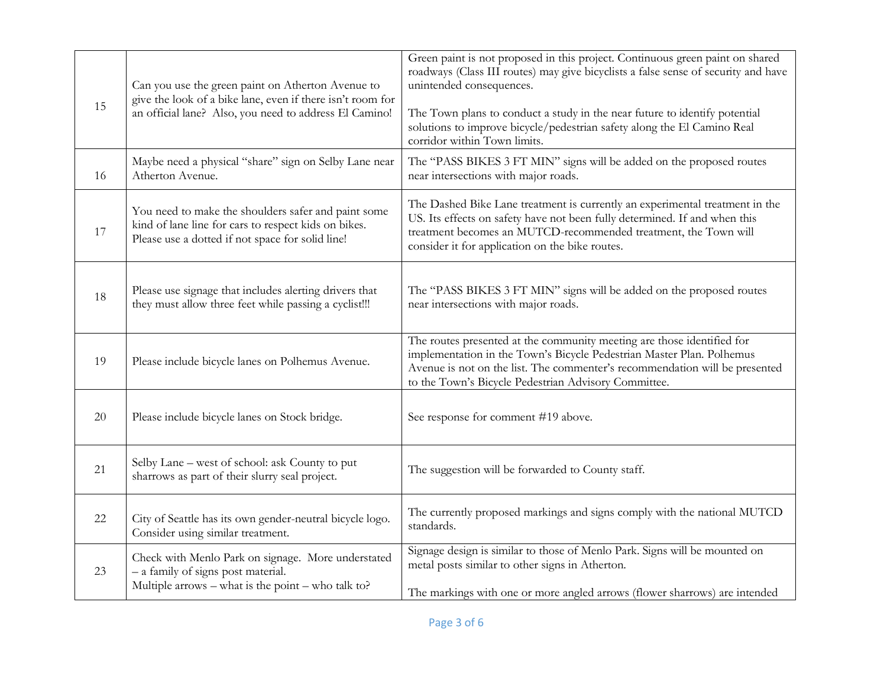| | | |
|---|---|---|
| 15 | Can you use the green paint on Atherton Avenue to give the look of a bike lane, even if there isn't room for an official lane? Also, you need to address El Camino! | Green paint is not proposed in this project. Continuous green paint on shared roadways (Class III routes) may give bicyclists a false sense of security and have unintended consequences.<br><br>The Town plans to conduct a study in the near future to identify potential solutions to improve bicycle/pedestrian safety along the El Camino Real corridor within Town limits. |
| 16 | Maybe need a physical "share" sign on Selby Lane near Atherton Avenue. | The "PASS BIKES 3 FT MIN" signs will be added on the proposed routes near intersections with major roads. |
| 17 | You need to make the shoulders safer and paint some kind of lane line for cars to respect kids on bikes. Please use a dotted if not space for solid line! | The Dashed Bike Lane treatment is currently an experimental treatment in the US. Its effects on safety have not been fully determined. If and when this treatment becomes an MUTCD-recommended treatment, the Town will consider it for application on the bike routes. |
| 18 | Please use signage that includes alerting drivers that they must allow three feet while passing a cyclist!!! | The "PASS BIKES 3 FT MIN" signs will be added on the proposed routes near intersections with major roads. |
| 19 | Please include bicycle lanes on Polhemus Avenue. | The routes presented at the community meeting are those identified for implementation in the Town's Bicycle Pedestrian Master Plan. Polhemus Avenue is not on the list. The commenter's recommendation will be presented to the Town's Bicycle Pedestrian Advisory Committee. |
| 20 | Please include bicycle lanes on Stock bridge. | See response for comment #19 above. |
| 21 | Selby Lane – west of school: ask County to put sharrows as part of their slurry seal project. | The suggestion will be forwarded to County staff. |
| 22 | City of Seattle has its own gender-neutral bicycle logo. Consider using similar treatment. | The currently proposed markings and signs comply with the national MUTCD standards. |
| 23 | Check with Menlo Park on signage. More understated – a family of signs post material.<br>Multiple arrows – what is the point – who talk to? | Signage design is similar to those of Menlo Park. Signs will be mounted on metal posts similar to other signs in Atherton.<br><br>The markings with one or more angled arrows (flower sharrows) are intended |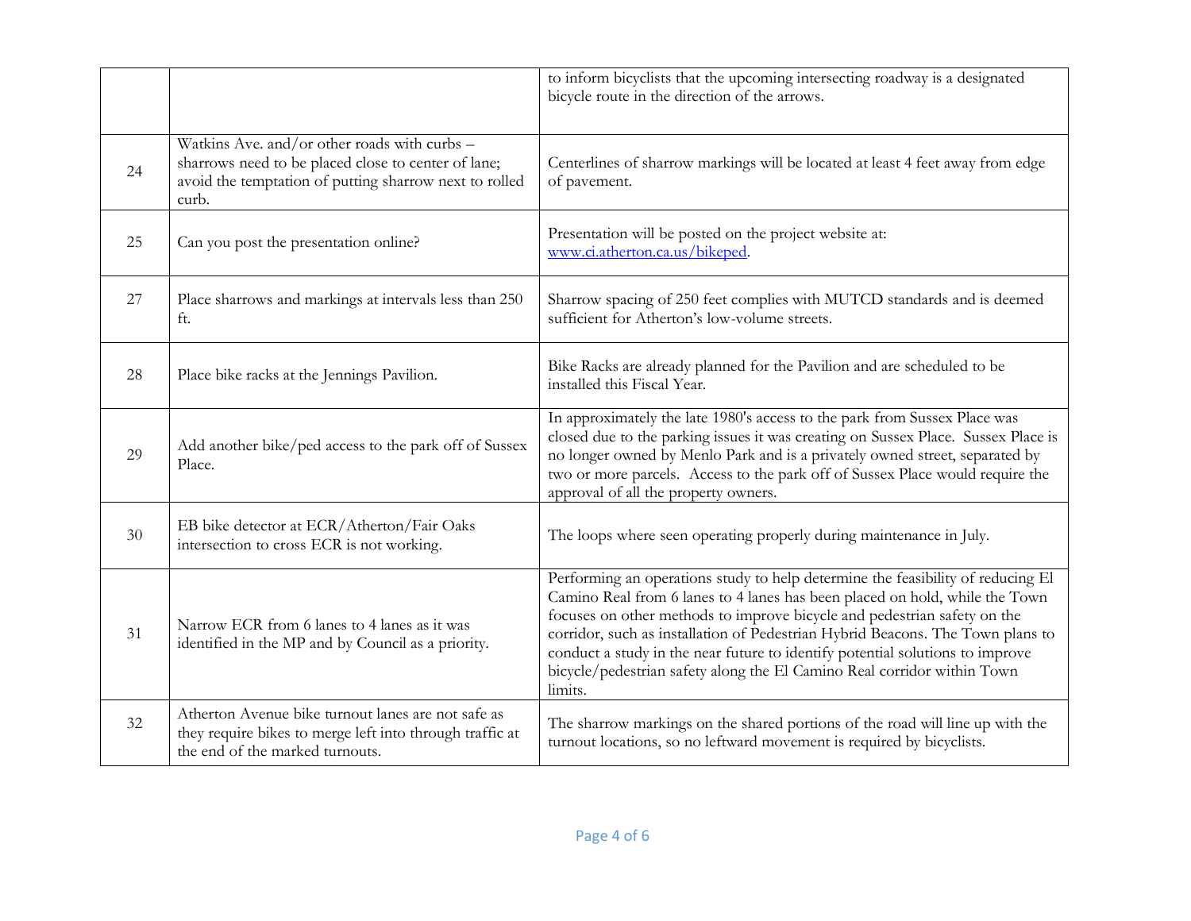| | | |
|---|---|---|
| | | to inform bicyclists that the upcoming intersecting roadway is a designated bicycle route in the direction of the arrows. |
| 24 | Watkins Ave. and/or other roads with curbs – sharrows need to be placed close to center of lane; avoid the temptation of putting sharrow next to rolled curb. | Centerlines of sharrow markings will be located at least 4 feet away from edge of pavement. |
| 25 | Can you post the presentation online? | Presentation will be posted on the project website at: [www.ci.atherton.ca.us/bikeped](www.ci.atherton.ca.us/bikeped). |
| 27 | Place sharrows and markings at intervals less than 250 ft. | Sharrow spacing of 250 feet complies with MUTCD standards and is deemed sufficient for Atherton's low-volume streets. |
| 28 | Place bike racks at the Jennings Pavilion. | Bike Racks are already planned for the Pavilion and are scheduled to be installed this Fiscal Year. |
| 29 | Add another bike/ped access to the park off of Sussex Place. | In approximately the late 1980's access to the park from Sussex Place was closed due to the parking issues it was creating on Sussex Place. Sussex Place is no longer owned by Menlo Park and is a privately owned street, separated by two or more parcels. Access to the park off of Sussex Place would require the approval of all the property owners. |
| 30 | EB bike detector at ECR/Atherton/Fair Oaks intersection to cross ECR is not working. | The loops where seen operating properly during maintenance in July. |
| 31 | Narrow ECR from 6 lanes to 4 lanes as it was identified in the MP and by Council as a priority. | Performing an operations study to help determine the feasibility of reducing El Camino Real from 6 lanes to 4 lanes has been placed on hold, while the Town focuses on other methods to improve bicycle and pedestrian safety on the corridor, such as installation of Pedestrian Hybrid Beacons. The Town plans to conduct a study in the near future to identify potential solutions to improve bicycle/pedestrian safety along the El Camino Real corridor within Town limits. |
| 32 | Atherton Avenue bike turnout lanes are not safe as they require bikes to merge left into through traffic at the end of the marked turnouts. | The sharrow markings on the shared portions of the road will line up with the turnout locations, so no leftward movement is required by bicyclists. |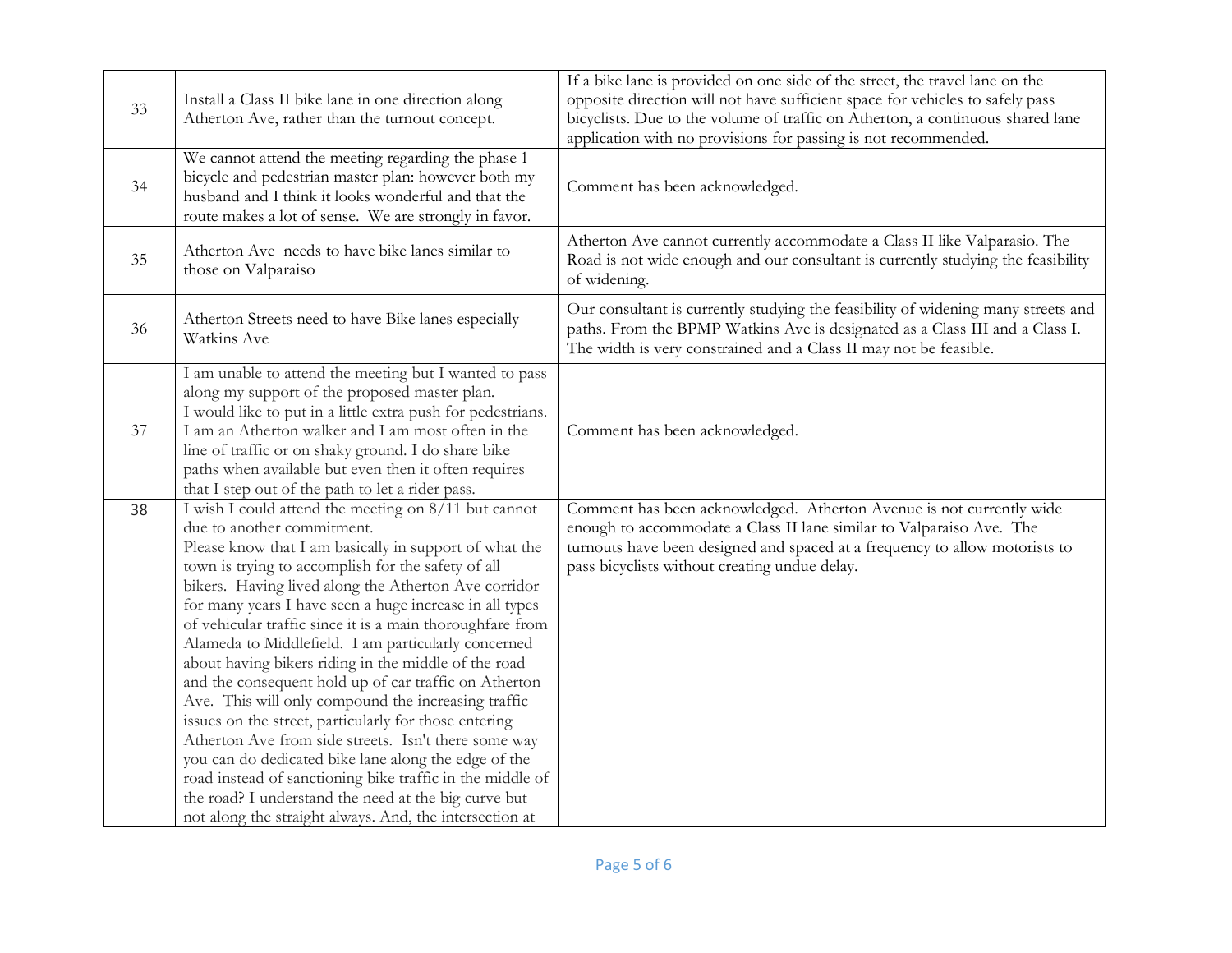| | | |
|---|---|---|
| 33 | Install a Class II bike lane in one direction along Atherton Ave, rather than the turnout concept. | If a bike lane is provided on one side of the street, the travel lane on the opposite direction will not have sufficient space for vehicles to safely pass bicyclists. Due to the volume of traffic on Atherton, a continuous shared lane application with no provisions for passing is not recommended. |
| 34 | We cannot attend the meeting regarding the phase 1 bicycle and pedestrian master plan: however both my husband and I think it looks wonderful and that the route makes a lot of sense. We are strongly in favor. | Comment has been acknowledged. |
| 35 | Atherton Ave needs to have bike lanes similar to those on Valparaiso | Atherton Ave cannot currently accommodate a Class II like Valparasio. The Road is not wide enough and our consultant is currently studying the feasibility of widening. |
| 36 | Atherton Streets need to have Bike lanes especially Watkins Ave | Our consultant is currently studying the feasibility of widening many streets and paths. From the BPMP Watkins Ave is designated as a Class III and a Class I. The width is very constrained and a Class II may not be feasible. |
| 37 | I am unable to attend the meeting but I wanted to pass along my support of the proposed master plan.<br>I would like to put in a little extra push for pedestrians. I am an Atherton walker and I am most often in the line of traffic or on shaky ground. I do share bike paths when available but even then it often requires that I step out of the path to let a rider pass. | Comment has been acknowledged. |
| 38 | I wish I could attend the meeting on 8/11 but cannot due to another commitment.<br>Please know that I am basically in support of what the town is trying to accomplish for the safety of all bikers. Having lived along the Atherton Ave corridor for many years I have seen a huge increase in all types of vehicular traffic since it is a main thoroughfare from Alameda to Middlefield. I am particularly concerned about having bikers riding in the middle of the road and the consequent hold up of car traffic on Atherton Ave. This will only compound the increasing traffic issues on the street, particularly for those entering Atherton Ave from side streets. Isn't there some way you can do dedicated bike lane along the edge of the road instead of sanctioning bike traffic in the middle of the road? I understand the need at the big curve but not along the straight always. And, the intersection at | Comment has been acknowledged. Atherton Avenue is not currently wide enough to accommodate a Class II lane similar to Valparaiso Ave. The turnouts have been designed and spaced at a frequency to allow motorists to pass bicyclists without creating undue delay. |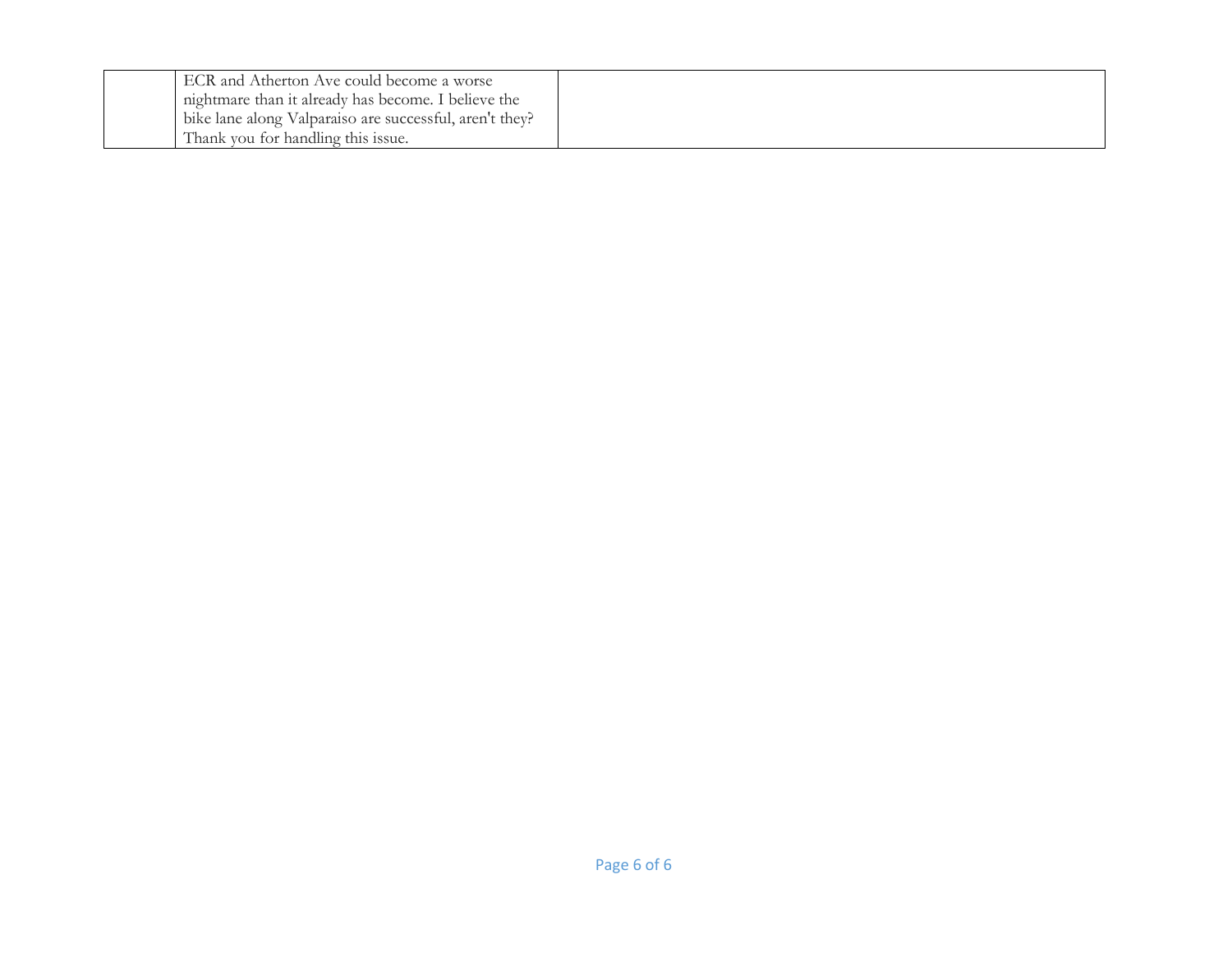| | | |
|---|---|---|
| | ECR and Atherton Ave could become a worse nightmare than it already has become. I believe the bike lane along Valparaiso are successful, aren't they? Thank you for handling this issue. | |